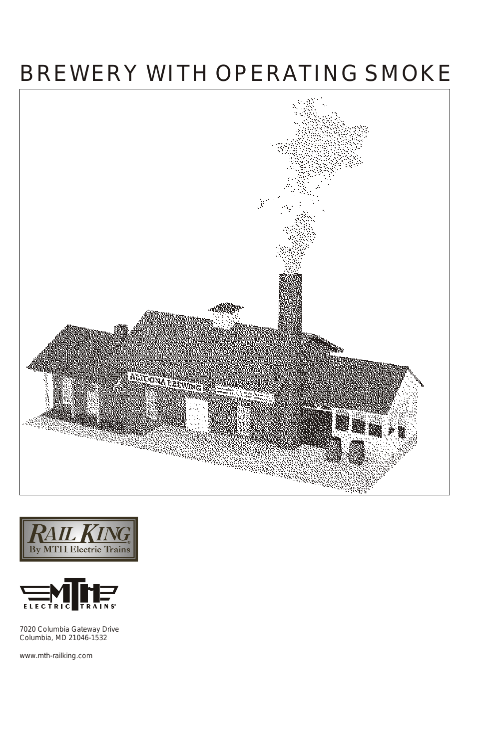# BREWERY WITH OPERATING SMOKE

RAIL KING By MTH Electric Trains

MTH ELECTRIC TRAINS

7020 Columbia Gateway Drive
Columbia, MD 21046-1532

www.mth-railking.com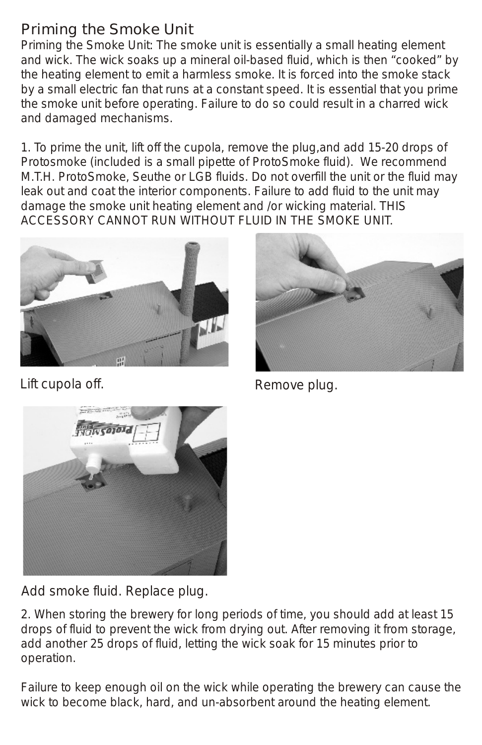## Priming the Smoke Unit

Priming the Smoke Unit: The smoke unit is essentially a small heating element and wick. The wick soaks up a mineral oil-based fluid, which is then "cooked" by the heating element to emit a harmless smoke. It is forced into the smoke stack by a small electric fan that runs at a constant speed. It is essential that you prime the smoke unit before operating. Failure to do so could result in a charred wick and damaged mechanisms.

1. To prime the unit, lift off the cupola, remove the plug,and add 15-20 drops of Protosmoke (included is a small pipette of ProtoSmoke fluid). We recommend M.T.H. ProtoSmoke, Seuthe or LGB fluids. Do not overfill the unit or the fluid may leak out and coat the interior components. Failure to add fluid to the unit may damage the smoke unit heating element and /or wicking material. THIS ACCESSORY CANNOT RUN WITHOUT FLUID IN THE SMOKE UNIT.

Lift cupola off.

Remove plug.

Add smoke fluid. Replace plug.

2. When storing the brewery for long periods of time, you should add at least 15 drops of fluid to prevent the wick from drying out. After removing it from storage, add another 25 drops of fluid, letting the wick soak for 15 minutes prior to operation.

Failure to keep enough oil on the wick while operating the brewery can cause the wick to become black, hard, and un-absorbent around the heating element.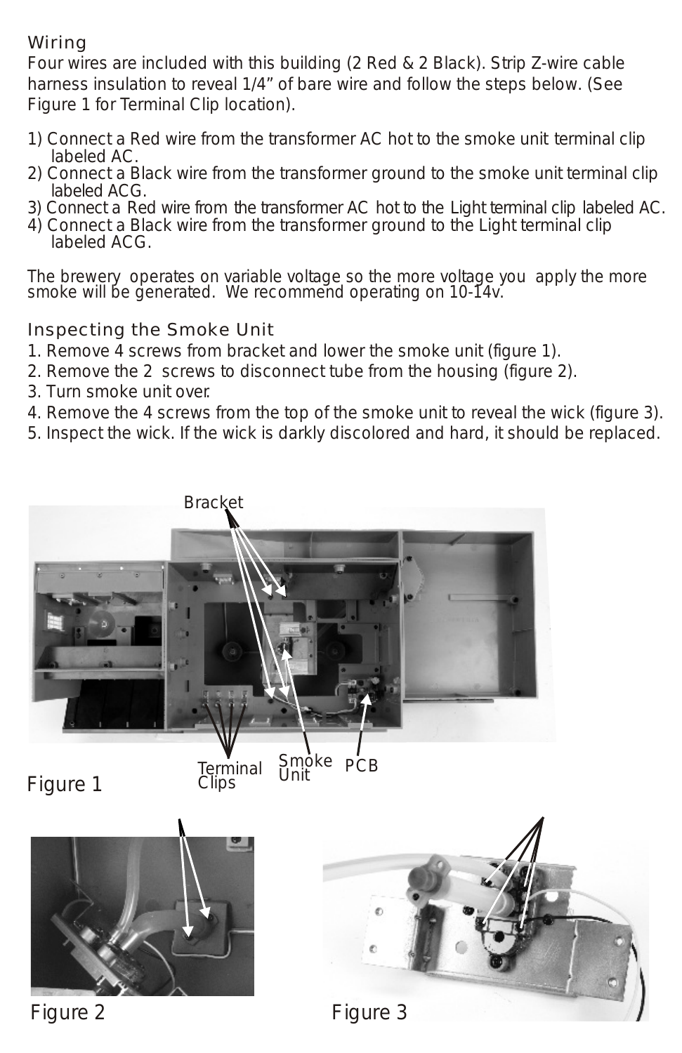## Wiring

Four wires are included with this building (2 Red & 2 Black). Strip Z-wire cable harness insulation to reveal 1/4" of bare wire and follow the steps below. (See Figure 1 for Terminal Clip location).

1) Connect a Red wire from the transformer AC hot to the smoke unit terminal clip labeled AC.
2) Connect a Black wire from the transformer ground to the smoke unit terminal clip labeled ACG.
3) Connect a Red wire from the transformer AC hot to the Light terminal clip labeled AC.
4) Connect a Black wire from the transformer ground to the Light terminal clip labeled ACG.

The brewery operates on variable voltage so the more voltage you apply the more smoke will be generated. We recommend operating on 10-14v.

## Inspecting the Smoke Unit

1. Remove 4 screws from bracket and lower the smoke unit (figure 1).
2. Remove the 2 screws to disconnect tube from the housing (figure 2).
3. Turn smoke unit over.
4. Remove the 4 screws from the top of the smoke unit to reveal the wick (figure 3).
5. Inspect the wick. If the wick is darkly discolored and hard, it should be replaced.

Bracket

Terminal Clips

Smoke Unit

PCB

Figure 1

Figure 2

Figure 3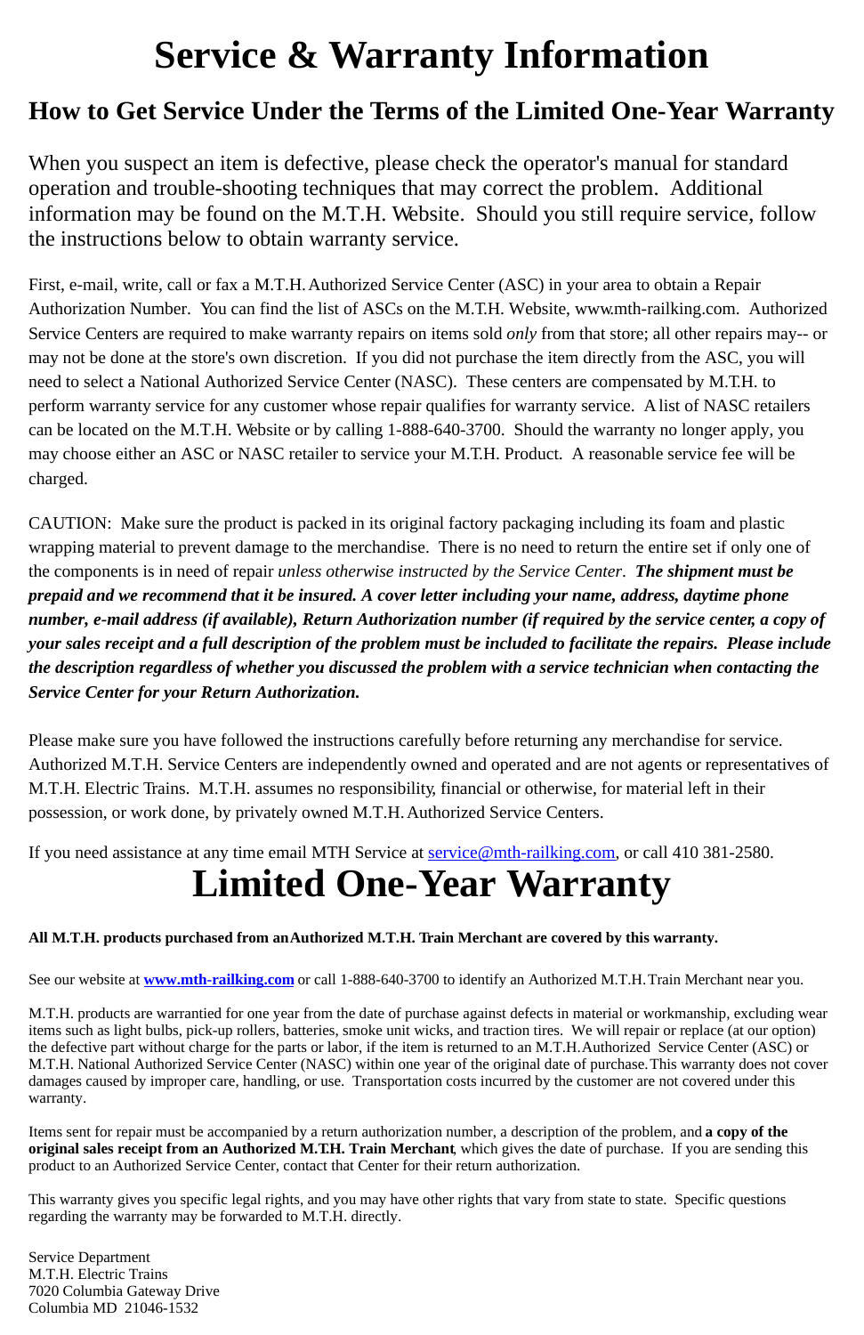# Service & Warranty Information

## How to Get Service Under the Terms of the Limited One-Year Warranty

When you suspect an item is defective, please check the operator's manual for standard operation and trouble-shooting techniques that may correct the problem. Additional information may be found on the M.T.H. Website. Should you still require service, follow the instructions below to obtain warranty service.

First, e-mail, write, call or fax a M.T.H. Authorized Service Center (ASC) in your area to obtain a Repair Authorization Number. You can find the list of ASCs on the M.T.H. Website, www.mth-railking.com. Authorized Service Centers are required to make warranty repairs on items sold *only* from that store; all other repairs may-- or may not be done at the store's own discretion. If you did not purchase the item directly from the ASC, you will need to select a National Authorized Service Center (NASC). These centers are compensated by M.T.H. to perform warranty service for any customer whose repair qualifies for warranty service. A list of NASC retailers can be located on the M.T.H. Website or by calling 1-888-640-3700. Should the warranty no longer apply, you may choose either an ASC or NASC retailer to service your M.T.H. Product. A reasonable service fee will be charged.

CAUTION: Make sure the product is packed in its original factory packaging including its foam and plastic wrapping material to prevent damage to the merchandise. There is no need to return the entire set if only one of the components is in need of repair *unless otherwise instructed by the Service Center*. ***The shipment must be prepaid and we recommend that it be insured. A cover letter including your name, address, daytime phone number, e-mail address (if available), Return Authorization number (if required by the service center, a copy of your sales receipt and a full description of the problem must be included to facilitate the repairs. Please include the description regardless of whether you discussed the problem with a service technician when contacting the Service Center for your Return Authorization.***

Please make sure you have followed the instructions carefully before returning any merchandise for service. Authorized M.T.H. Service Centers are independently owned and operated and are not agents or representatives of M.T.H. Electric Trains. M.T.H. assumes no responsibility, financial or otherwise, for material left in their possession, or work done, by privately owned M.T.H. Authorized Service Centers.

If you need assistance at any time email MTH Service at service@mth-railking.com, or call 410 381-2580.

# Limited One-Year Warranty

**All M.T.H. products purchased from an Authorized M.T.H. Train Merchant are covered by this warranty.**

See our website at **www.mth-railking.com** or call 1-888-640-3700 to identify an Authorized M.T.H. Train Merchant near you.

M.T.H. products are warrantied for one year from the date of purchase against defects in material or workmanship, excluding wear items such as light bulbs, pick-up rollers, batteries, smoke unit wicks, and traction tires. We will repair or replace (at our option) the defective part without charge for the parts or labor, if the item is returned to an M.T.H. Authorized Service Center (ASC) or M.T.H. National Authorized Service Center (NASC) within one year of the original date of purchase. This warranty does not cover damages caused by improper care, handling, or use. Transportation costs incurred by the customer are not covered under this warranty.

Items sent for repair must be accompanied by a return authorization number, a description of the problem, and **a copy of the original sales receipt from an Authorized M.T.H. Train Merchant**, which gives the date of purchase. If you are sending this product to an Authorized Service Center, contact that Center for their return authorization.

This warranty gives you specific legal rights, and you may have other rights that vary from state to state. Specific questions regarding the warranty may be forwarded to M.T.H. directly.

Service Department
M.T.H. Electric Trains
7020 Columbia Gateway Drive
Columbia MD 21046-1532